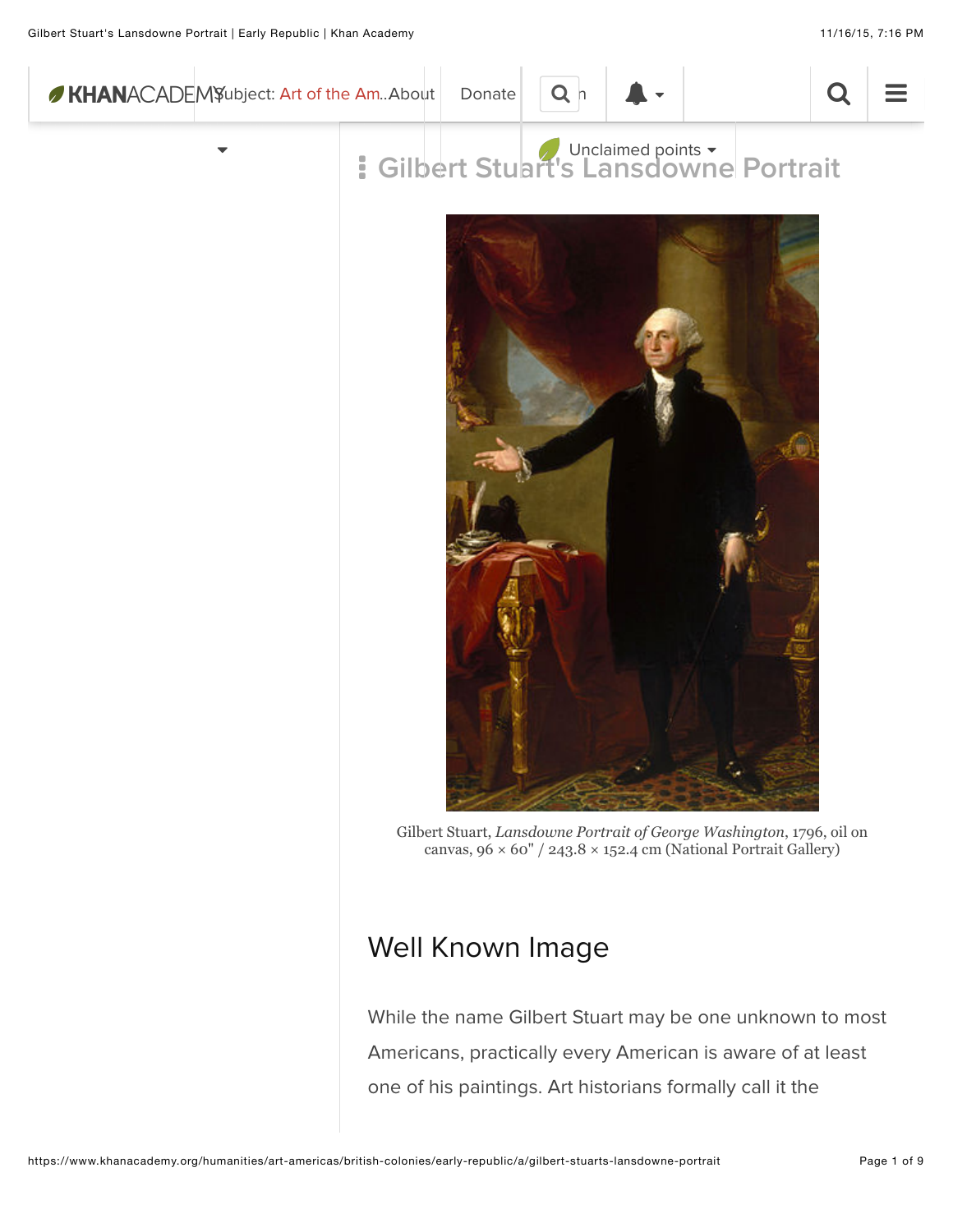# Gilbert Stuart's Lansdowne Portrait

Gilbert Stuart, *Lansdowne Portrait of George Washington*, 1796, oil on canvas, 96 × 60" / 243.8 × 152.4 cm (National Portrait Gallery)

## Well Known Image

While the name Gilbert Stuart may be one unknown to most Americans, practically every American is aware of at least one of his paintings. Art historians formally call it the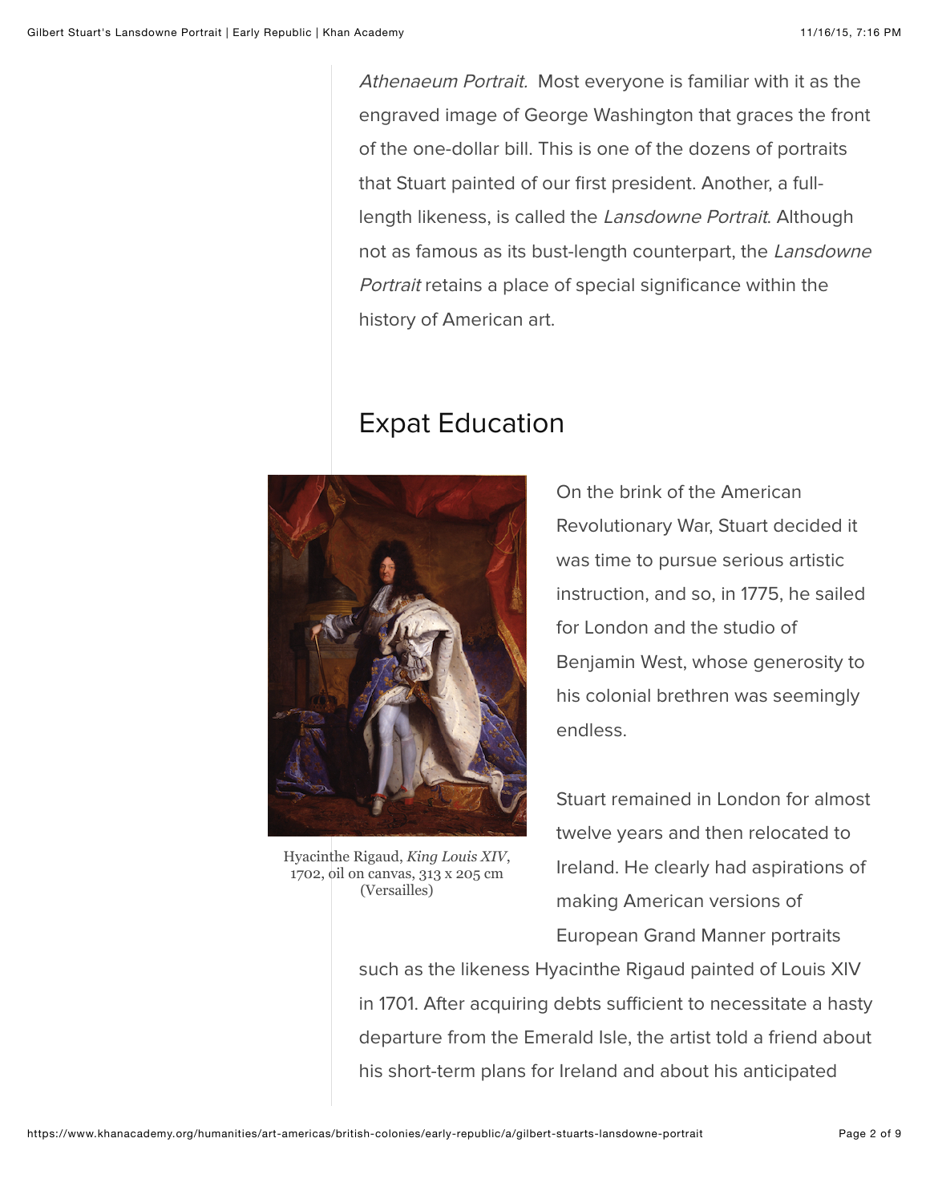*Athenaeum Portrait.* Most everyone is familiar with it as the engraved image of George Washington that graces the front of the one-dollar bill. This is one of the dozens of portraits that Stuart painted of our first president. Another, a full-length likeness, is called the *Lansdowne Portrait*. Although not as famous as its bust-length counterpart, the *Lansdowne Portrait* retains a place of special significance within the history of American art.

## Expat Education

Hyacinthe Rigaud, *King Louis XIV*, 1702, oil on canvas, 313 x 205 cm (Versailles)

On the brink of the American Revolutionary War, Stuart decided it was time to pursue serious artistic instruction, and so, in 1775, he sailed for London and the studio of Benjamin West, whose generosity to his colonial brethren was seemingly endless.

Stuart remained in London for almost twelve years and then relocated to Ireland. He clearly had aspirations of making American versions of European Grand Manner portraits such as the likeness Hyacinthe Rigaud painted of Louis XIV in 1701. After acquiring debts sufficient to necessitate a hasty departure from the Emerald Isle, the artist told a friend about his short-term plans for Ireland and about his anticipated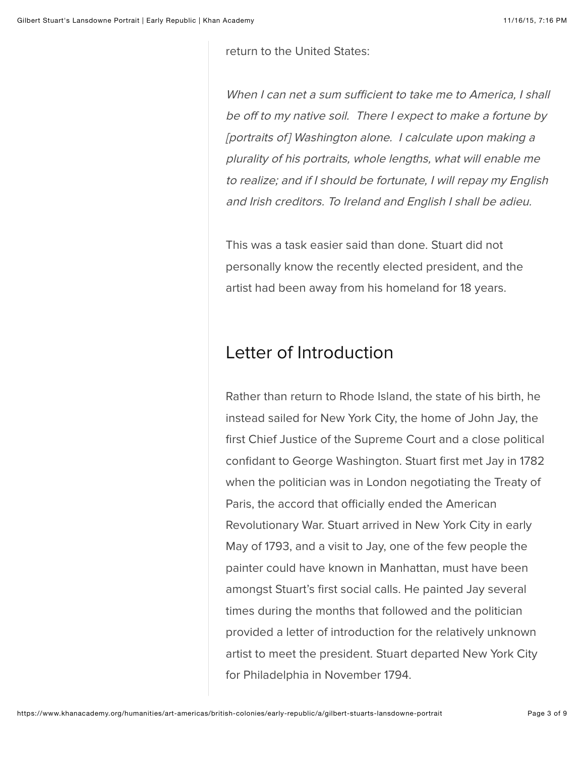return to the United States:

*When I can net a sum sufficient to take me to America, I shall be off to my native soil. There I expect to make a fortune by [portraits of] Washington alone. I calculate upon making a plurality of his portraits, whole lengths, what will enable me to realize; and if I should be fortunate, I will repay my English and Irish creditors. To Ireland and English I shall be adieu.*

This was a task easier said than done. Stuart did not personally know the recently elected president, and the artist had been away from his homeland for 18 years.

## Letter of Introduction

Rather than return to Rhode Island, the state of his birth, he instead sailed for New York City, the home of John Jay, the first Chief Justice of the Supreme Court and a close political confidant to George Washington. Stuart first met Jay in 1782 when the politician was in London negotiating the Treaty of Paris, the accord that officially ended the American Revolutionary War. Stuart arrived in New York City in early May of 1793, and a visit to Jay, one of the few people the painter could have known in Manhattan, must have been amongst Stuart's first social calls. He painted Jay several times during the months that followed and the politician provided a letter of introduction for the relatively unknown artist to meet the president. Stuart departed New York City for Philadelphia in November 1794.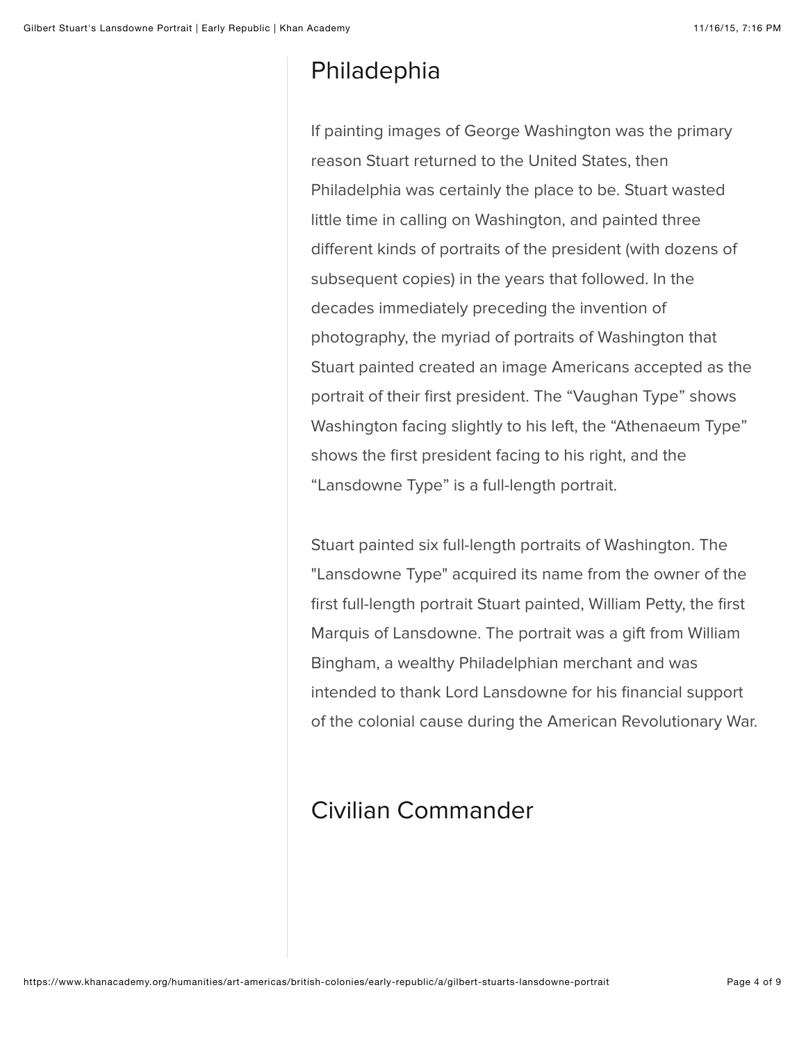## Philadephia

If painting images of George Washington was the primary reason Stuart returned to the United States, then Philadelphia was certainly the place to be. Stuart wasted little time in calling on Washington, and painted three different kinds of portraits of the president (with dozens of subsequent copies) in the years that followed. In the decades immediately preceding the invention of photography, the myriad of portraits of Washington that Stuart painted created an image Americans accepted as the portrait of their first president. The "Vaughan Type" shows Washington facing slightly to his left, the "Athenaeum Type" shows the first president facing to his right, and the "Lansdowne Type" is a full-length portrait.

Stuart painted six full-length portraits of Washington. The "Lansdowne Type" acquired its name from the owner of the first full-length portrait Stuart painted, William Petty, the first Marquis of Lansdowne. The portrait was a gift from William Bingham, a wealthy Philadelphian merchant and was intended to thank Lord Lansdowne for his financial support of the colonial cause during the American Revolutionary War.

## Civilian Commander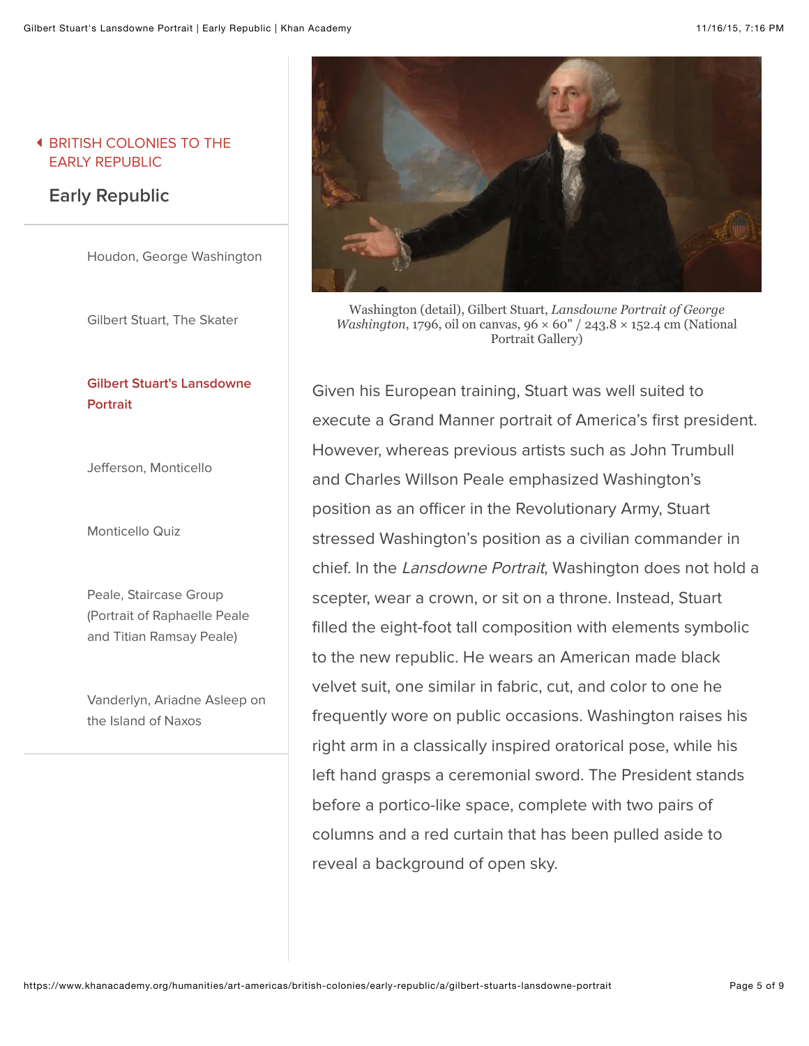Washington (detail), Gilbert Stuart, *Lansdowne Portrait of George Washington*, 1796, oil on canvas, 96 × 60" / 243.8 × 152.4 cm (National Portrait Gallery)

Given his European training, Stuart was well suited to execute a Grand Manner portrait of America's first president. However, whereas previous artists such as John Trumbull and Charles Willson Peale emphasized Washington's position as an officer in the Revolutionary Army, Stuart stressed Washington's position as a civilian commander in chief. In the *Lansdowne Portrait*, Washington does not hold a scepter, wear a crown, or sit on a throne. Instead, Stuart filled the eight-foot tall composition with elements symbolic to the new republic. He wears an American made black velvet suit, one similar in fabric, cut, and color to one he frequently wore on public occasions. Washington raises his right arm in a classically inspired oratorical pose, while his left hand grasps a ceremonial sword. The President stands before a portico-like space, complete with two pairs of columns and a red curtain that has been pulled aside to reveal a background of open sky.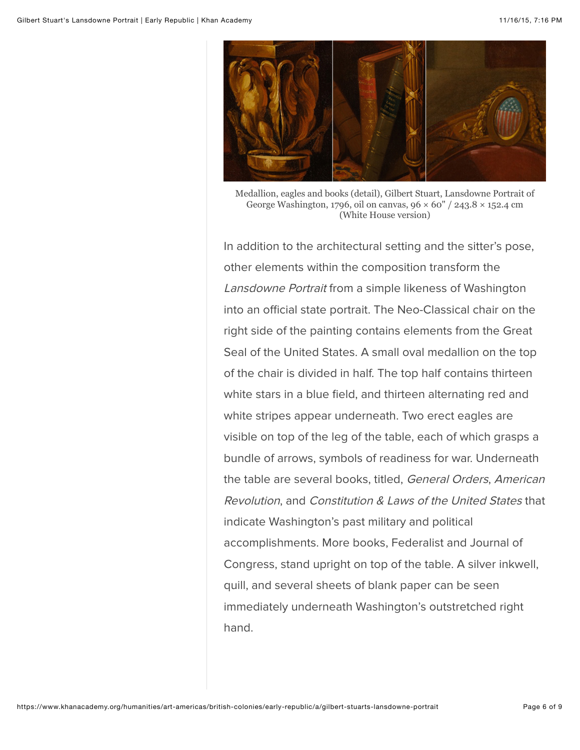Medallion, eagles and books (detail), Gilbert Stuart, Lansdowne Portrait of George Washington, 1796, oil on canvas, 96 × 60" / 243.8 × 152.4 cm (White House version)

In addition to the architectural setting and the sitter's pose, other elements within the composition transform the *Lansdowne Portrait* from a simple likeness of Washington into an official state portrait. The Neo-Classical chair on the right side of the painting contains elements from the Great Seal of the United States. A small oval medallion on the top of the chair is divided in half. The top half contains thirteen white stars in a blue field, and thirteen alternating red and white stripes appear underneath. Two erect eagles are visible on top of the leg of the table, each of which grasps a bundle of arrows, symbols of readiness for war. Underneath the table are several books, titled, *General Orders*, *American Revolution*, and *Constitution & Laws of the United States* that indicate Washington's past military and political accomplishments. More books, Federalist and Journal of Congress, stand upright on top of the table. A silver inkwell, quill, and several sheets of blank paper can be seen immediately underneath Washington's outstretched right hand.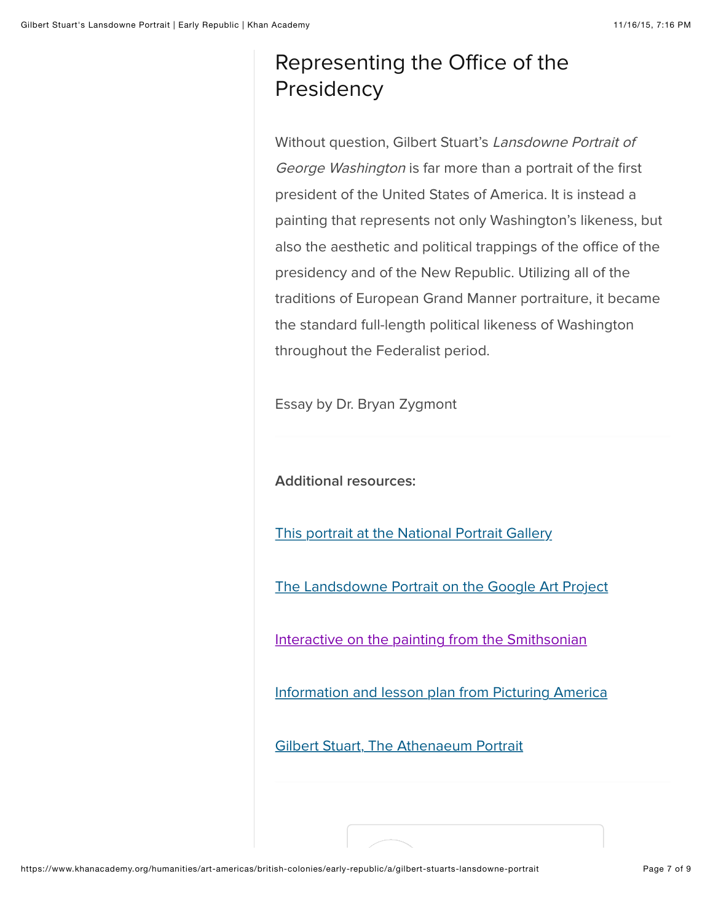## Representing the Office of the Presidency

Without question, Gilbert Stuart's *Lansdowne Portrait of George Washington* is far more than a portrait of the first president of the United States of America. It is instead a painting that represents not only Washington's likeness, but also the aesthetic and political trappings of the office of the presidency and of the New Republic. Utilizing all of the traditions of European Grand Manner portraiture, it became the standard full-length political likeness of Washington throughout the Federalist period.

Essay by Dr. Bryan Zygmont

---

**Additional resources:**

This portrait at the National Portrait Gallery

The Landsdowne Portrait on the Google Art Project

Interactive on the painting from the Smithsonian

Information and lesson plan from Picturing America

Gilbert Stuart, The Athenaeum Portrait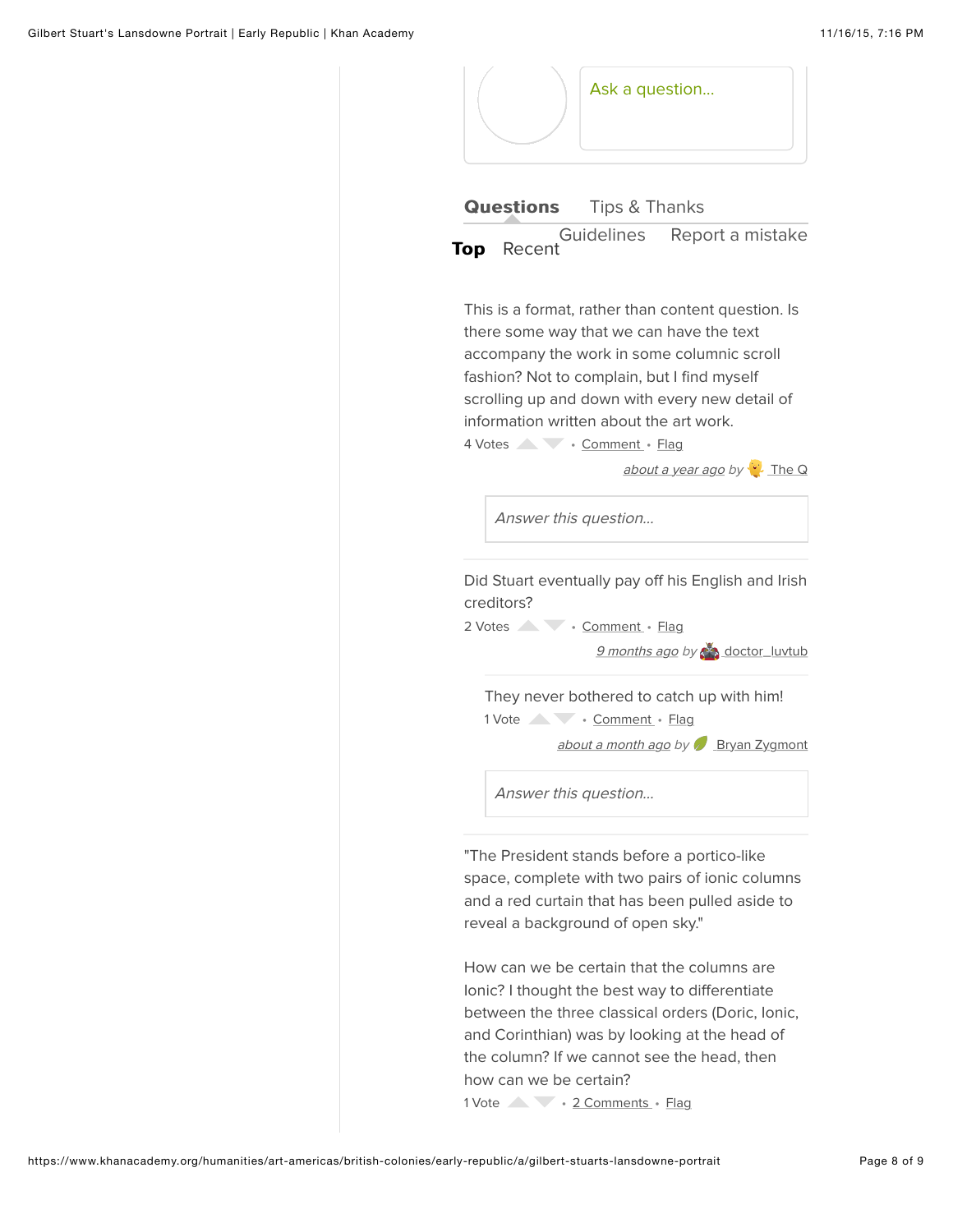Ask a question...

**Questions** Tips & Thanks

Guidelines Report a mistake

**Top** Recent

This is a format, rather than content question. Is there some way that we can have the text accompany the work in some columnic scroll fashion? Not to complain, but I find myself scrolling up and down with every new detail of information written about the art work.

4 Votes • Comment • Flag

*about a year ago* by The Q

*Answer this question...*

---

Did Stuart eventually pay off his English and Irish creditors?

2 Votes • Comment • Flag

*9 months ago* by doctor_luvtub

They never bothered to catch up with him!

1 Vote • Comment • Flag

*about a month ago* by Bryan Zygmont

*Answer this question...*

---

"The President stands before a portico-like space, complete with two pairs of ionic columns and a red curtain that has been pulled aside to reveal a background of open sky."

How can we be certain that the columns are Ionic? I thought the best way to differentiate between the three classical orders (Doric, Ionic, and Corinthian) was by looking at the head of the column? If we cannot see the head, then how can we be certain?

1 Vote • 2 Comments • Flag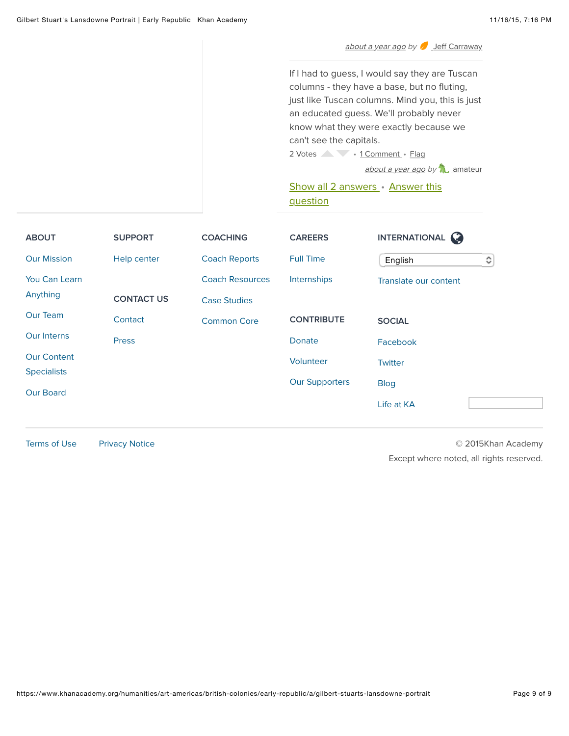about a year ago by Jeff Carraway

If I had to guess, I would say they are Tuscan columns - they have a base, but no fluting, just like Tuscan columns. Mind you, this is just an educated guess. We'll probably never know what they were exactly because we can't see the capitals.

2 Votes • 1 Comment • Flag

about a year ago by amateur

Show all 2 answers • Answer this question

**ABOUT**

Our Mission

You Can Learn Anything

Our Team

Our Interns

Our Content Specialists

Our Board

**SUPPORT**

Help center

**CONTACT US**

Contact

Press

**COACHING**

Coach Reports

Coach Resources

Case Studies

Common Core

**CAREERS**

Full Time

Internships

**CONTRIBUTE**

Donate

Volunteer

Our Supporters

**INTERNATIONAL**

English

Translate our content

**SOCIAL**

Facebook

Twitter

Blog

Life at KA

Terms of Use    Privacy Notice

© 2015Khan Academy
Except where noted, all rights reserved.